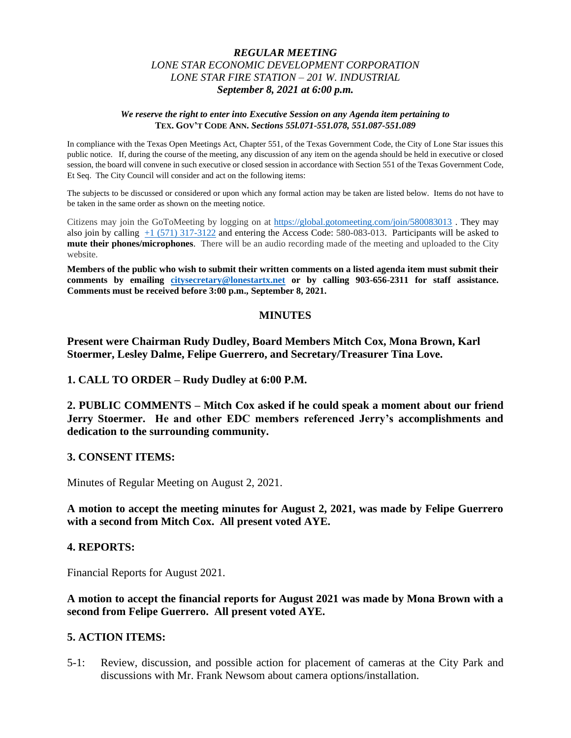*REGULAR MEETING*
*LONE STAR ECONOMIC DEVELOPMENT CORPORATION*
*LONE STAR FIRE STATION – 201 W. INDUSTRIAL*
***September 8, 2021 at 6:00 p.m.***

***We reserve the right to enter into Executive Session on any Agenda item pertaining to* TEX. GOV'T CODE ANN. *Sections 55l.071-551.078, 551.087-551.089***

In compliance with the Texas Open Meetings Act, Chapter 551, of the Texas Government Code, the City of Lone Star issues this public notice. If, during the course of the meeting, any discussion of any item on the agenda should be held in executive or closed session, the board will convene in such executive or closed session in accordance with Section 551 of the Texas Government Code, Et Seq. The City Council will consider and act on the following items:

The subjects to be discussed or considered or upon which any formal action may be taken are listed below. Items do not have to be taken in the same order as shown on the meeting notice.

Citizens may join the GoToMeeting by logging on at https://global.gotomeeting.com/join/580083013 . They may also join by calling +1 (571) 317-3122 and entering the Access Code: 580-083-013. Participants will be asked to **mute their phones/microphones**. There will be an audio recording made of the meeting and uploaded to the City website.

**Members of the public who wish to submit their written comments on a listed agenda item must submit their comments by emailing citysecretary@lonestartx.net or by calling 903-656-2311 for staff assistance. Comments must be received before 3:00 p.m., September 8, 2021.**

## MINUTES

**Present were Chairman Rudy Dudley, Board Members Mitch Cox, Mona Brown, Karl Stoermer, Lesley Dalme, Felipe Guerrero, and Secretary/Treasurer Tina Love.**

**1. CALL TO ORDER – Rudy Dudley at 6:00 P.M.**

**2. PUBLIC COMMENTS – Mitch Cox asked if he could speak a moment about our friend Jerry Stoermer. He and other EDC members referenced Jerry's accomplishments and dedication to the surrounding community.**

**3. CONSENT ITEMS:**

Minutes of Regular Meeting on August 2, 2021.

**A motion to accept the meeting minutes for August 2, 2021, was made by Felipe Guerrero with a second from Mitch Cox. All present voted AYE.**

**4. REPORTS:**

Financial Reports for August 2021.

**A motion to accept the financial reports for August 2021 was made by Mona Brown with a second from Felipe Guerrero. All present voted AYE.**

**5. ACTION ITEMS:**

5-1: Review, discussion, and possible action for placement of cameras at the City Park and discussions with Mr. Frank Newsom about camera options/installation.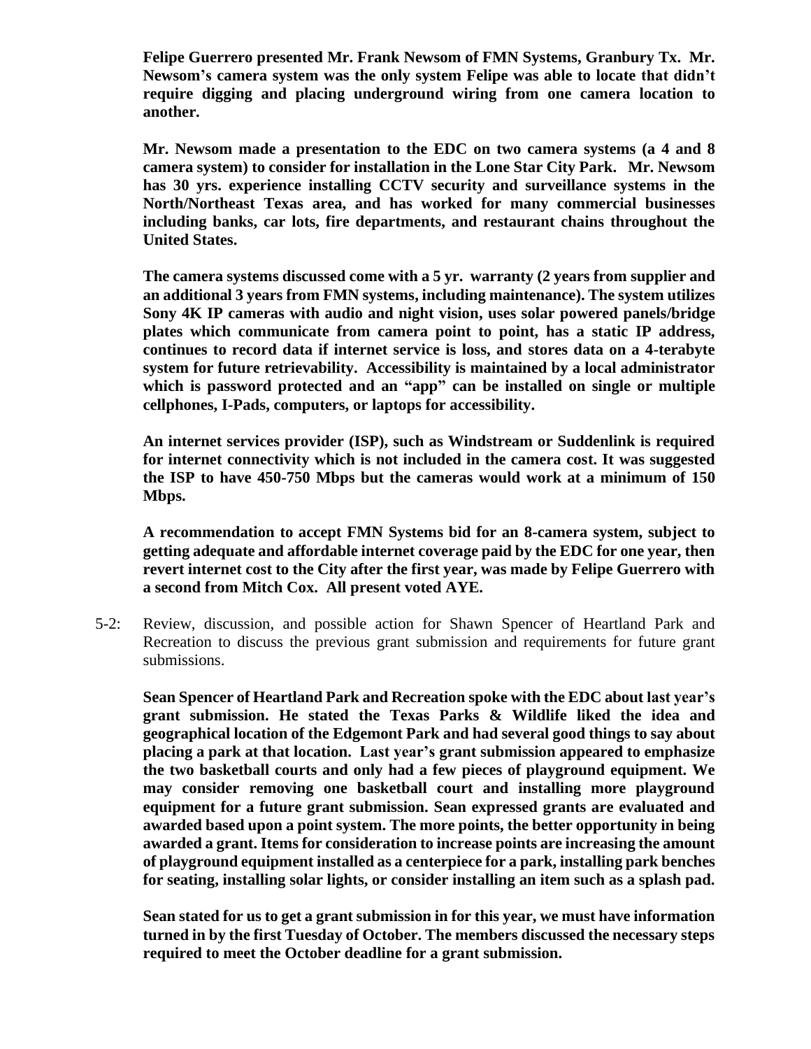**Felipe Guerrero presented Mr. Frank Newsom of FMN Systems, Granbury Tx. Mr. Newsom's camera system was the only system Felipe was able to locate that didn't require digging and placing underground wiring from one camera location to another.**

**Mr. Newsom made a presentation to the EDC on two camera systems (a 4 and 8 camera system) to consider for installation in the Lone Star City Park. Mr. Newsom has 30 yrs. experience installing CCTV security and surveillance systems in the North/Northeast Texas area, and has worked for many commercial businesses including banks, car lots, fire departments, and restaurant chains throughout the United States.**

**The camera systems discussed come with a 5 yr. warranty (2 years from supplier and an additional 3 years from FMN systems, including maintenance). The system utilizes Sony 4K IP cameras with audio and night vision, uses solar powered panels/bridge plates which communicate from camera point to point, has a static IP address, continues to record data if internet service is loss, and stores data on a 4-terabyte system for future retrievability. Accessibility is maintained by a local administrator which is password protected and an "app" can be installed on single or multiple cellphones, I-Pads, computers, or laptops for accessibility.**

**An internet services provider (ISP), such as Windstream or Suddenlink is required for internet connectivity which is not included in the camera cost. It was suggested the ISP to have 450-750 Mbps but the cameras would work at a minimum of 150 Mbps.**

**A recommendation to accept FMN Systems bid for an 8-camera system, subject to getting adequate and affordable internet coverage paid by the EDC for one year, then revert internet cost to the City after the first year, was made by Felipe Guerrero with a second from Mitch Cox. All present voted AYE.**

5-2: Review, discussion, and possible action for Shawn Spencer of Heartland Park and Recreation to discuss the previous grant submission and requirements for future grant submissions.

**Sean Spencer of Heartland Park and Recreation spoke with the EDC about last year's grant submission. He stated the Texas Parks & Wildlife liked the idea and geographical location of the Edgemont Park and had several good things to say about placing a park at that location. Last year's grant submission appeared to emphasize the two basketball courts and only had a few pieces of playground equipment. We may consider removing one basketball court and installing more playground equipment for a future grant submission. Sean expressed grants are evaluated and awarded based upon a point system. The more points, the better opportunity in being awarded a grant. Items for consideration to increase points are increasing the amount of playground equipment installed as a centerpiece for a park, installing park benches for seating, installing solar lights, or consider installing an item such as a splash pad.**

**Sean stated for us to get a grant submission in for this year, we must have information turned in by the first Tuesday of October. The members discussed the necessary steps required to meet the October deadline for a grant submission.**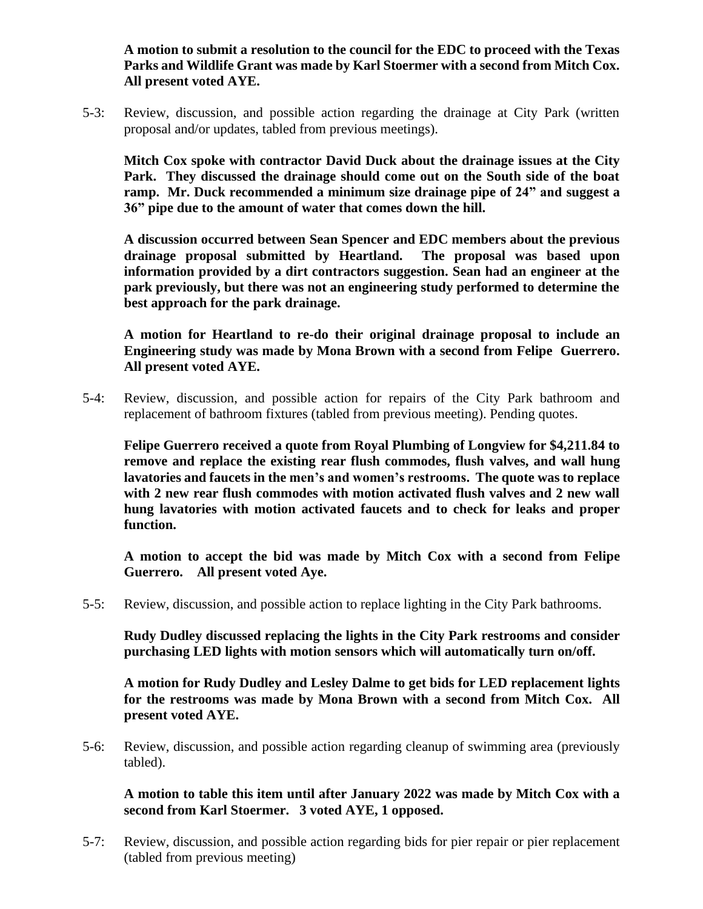**A motion to submit a resolution to the council for the EDC to proceed with the Texas Parks and Wildlife Grant was made by Karl Stoermer with a second from Mitch Cox. All present voted AYE.**

5-3: Review, discussion, and possible action regarding the drainage at City Park (written proposal and/or updates, tabled from previous meetings).

**Mitch Cox spoke with contractor David Duck about the drainage issues at the City Park. They discussed the drainage should come out on the South side of the boat ramp. Mr. Duck recommended a minimum size drainage pipe of 24" and suggest a 36" pipe due to the amount of water that comes down the hill.**

**A discussion occurred between Sean Spencer and EDC members about the previous drainage proposal submitted by Heartland. The proposal was based upon information provided by a dirt contractors suggestion. Sean had an engineer at the park previously, but there was not an engineering study performed to determine the best approach for the park drainage.**

**A motion for Heartland to re-do their original drainage proposal to include an Engineering study was made by Mona Brown with a second from Felipe Guerrero. All present voted AYE.**

5-4: Review, discussion, and possible action for repairs of the City Park bathroom and replacement of bathroom fixtures (tabled from previous meeting). Pending quotes.

**Felipe Guerrero received a quote from Royal Plumbing of Longview for $4,211.84 to remove and replace the existing rear flush commodes, flush valves, and wall hung lavatories and faucets in the men's and women's restrooms. The quote was to replace with 2 new rear flush commodes with motion activated flush valves and 2 new wall hung lavatories with motion activated faucets and to check for leaks and proper function.**

**A motion to accept the bid was made by Mitch Cox with a second from Felipe Guerrero. All present voted Aye.**

5-5: Review, discussion, and possible action to replace lighting in the City Park bathrooms.

**Rudy Dudley discussed replacing the lights in the City Park restrooms and consider purchasing LED lights with motion sensors which will automatically turn on/off.**

**A motion for Rudy Dudley and Lesley Dalme to get bids for LED replacement lights for the restrooms was made by Mona Brown with a second from Mitch Cox. All present voted AYE.**

5-6: Review, discussion, and possible action regarding cleanup of swimming area (previously tabled).

**A motion to table this item until after January 2022 was made by Mitch Cox with a second from Karl Stoermer. 3 voted AYE, 1 opposed.**

5-7: Review, discussion, and possible action regarding bids for pier repair or pier replacement (tabled from previous meeting)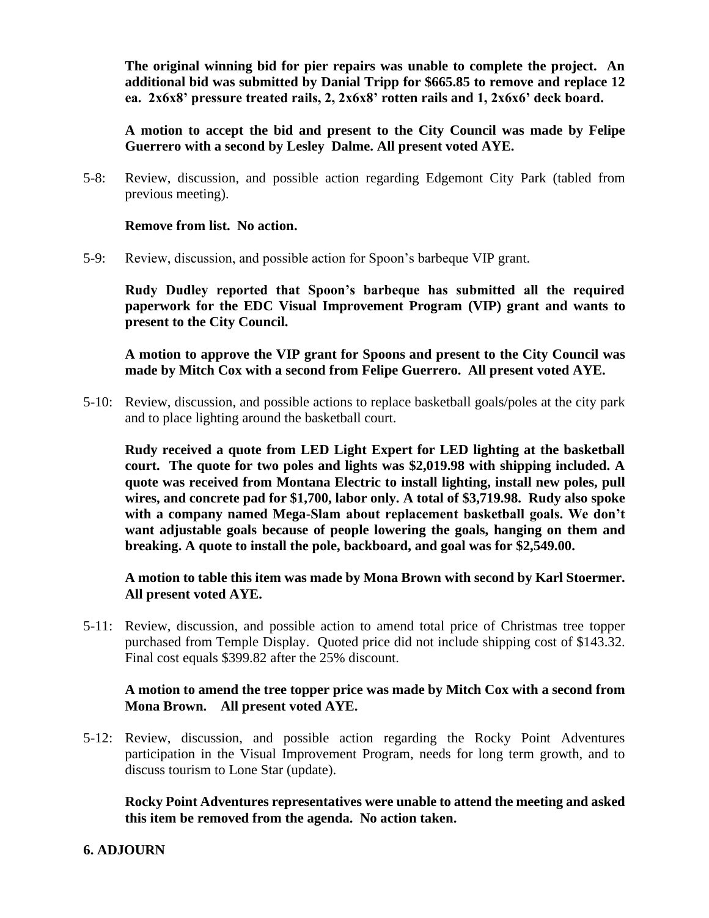**The original winning bid for pier repairs was unable to complete the project. An additional bid was submitted by Danial Tripp for $665.85 to remove and replace 12 ea. 2x6x8' pressure treated rails, 2, 2x6x8' rotten rails and 1, 2x6x6' deck board.**

**A motion to accept the bid and present to the City Council was made by Felipe Guerrero with a second by Lesley Dalme. All present voted AYE.**

5-8: Review, discussion, and possible action regarding Edgemont City Park (tabled from previous meeting).

**Remove from list. No action.**

5-9: Review, discussion, and possible action for Spoon's barbeque VIP grant.

**Rudy Dudley reported that Spoon's barbeque has submitted all the required paperwork for the EDC Visual Improvement Program (VIP) grant and wants to present to the City Council.**

**A motion to approve the VIP grant for Spoons and present to the City Council was made by Mitch Cox with a second from Felipe Guerrero. All present voted AYE.**

5-10: Review, discussion, and possible actions to replace basketball goals/poles at the city park and to place lighting around the basketball court.

**Rudy received a quote from LED Light Expert for LED lighting at the basketball court. The quote for two poles and lights was $2,019.98 with shipping included. A quote was received from Montana Electric to install lighting, install new poles, pull wires, and concrete pad for $1,700, labor only. A total of $3,719.98. Rudy also spoke with a company named Mega-Slam about replacement basketball goals. We don't want adjustable goals because of people lowering the goals, hanging on them and breaking. A quote to install the pole, backboard, and goal was for $2,549.00.**

**A motion to table this item was made by Mona Brown with second by Karl Stoermer. All present voted AYE.**

5-11: Review, discussion, and possible action to amend total price of Christmas tree topper purchased from Temple Display. Quoted price did not include shipping cost of $143.32. Final cost equals $399.82 after the 25% discount.

**A motion to amend the tree topper price was made by Mitch Cox with a second from Mona Brown. All present voted AYE.**

5-12: Review, discussion, and possible action regarding the Rocky Point Adventures participation in the Visual Improvement Program, needs for long term growth, and to discuss tourism to Lone Star (update).

**Rocky Point Adventures representatives were unable to attend the meeting and asked this item be removed from the agenda. No action taken.**

**6. ADJOURN**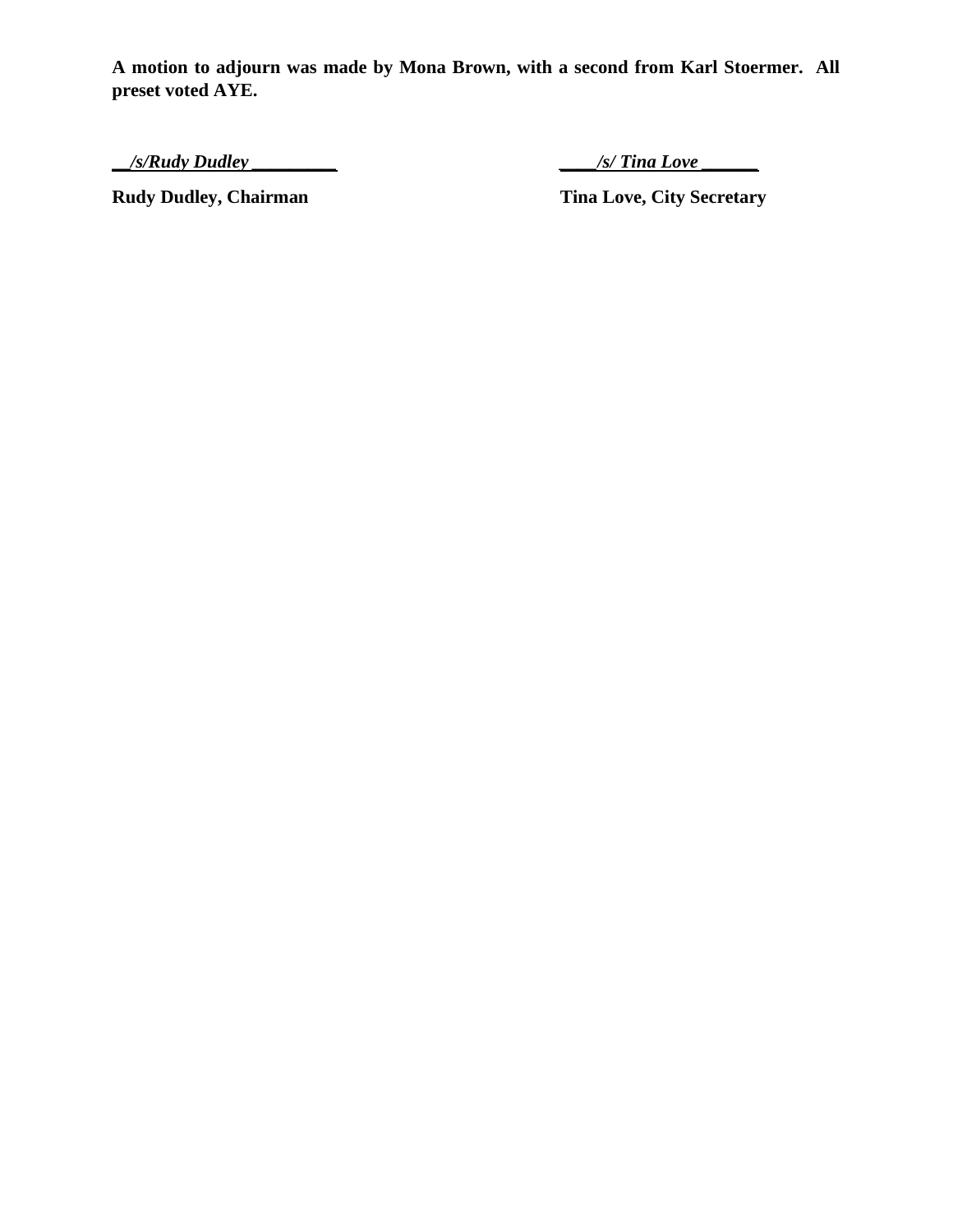**A motion to adjourn was made by Mona Brown, with a second from Karl Stoermer. All preset voted AYE.**

**__*/s/Rudy Dudley* _________** **____*/s/ Tina Love* ______**

**Rudy Dudley, Chairman** **Tina Love, City Secretary**